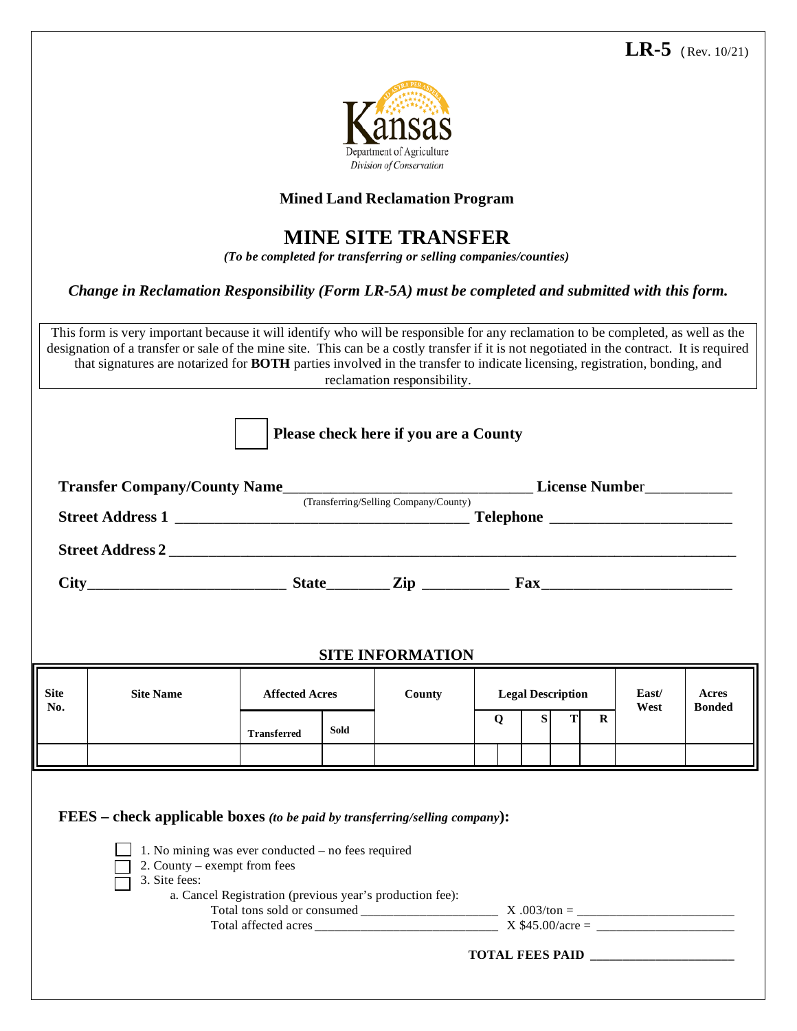**LR-5** (Rev. 10/21)

Kansas Department of Agriculture
*Division of Conservation*

**Mined Land Reclamation Program**

# MINE SITE TRANSFER

*(To be completed for transferring or selling companies/counties)*

***Change in Reclamation Responsibility (Form LR-5A) must be completed and submitted with this form.***

This form is very important because it will identify who will be responsible for any reclamation to be completed, as well as the designation of a transfer or sale of the mine site. This can be a costly transfer if it is not negotiated in the contract. It is required that signatures are notarized for **BOTH** parties involved in the transfer to indicate licensing, registration, bonding, and reclamation responsibility.

☐ **Please check here if you are a County**

**Transfer Company/County Name**_______________________________ **License Number**___________
(Transferring/Selling Company/County)

**Street Address 1** ____________________________________ **Telephone** ______________________

**Street Address 2** ______________________________________________________________________

**City**_________________________ **State**________ **Zip** ___________ **Fax**________________________

## SITE INFORMATION

| Site No. | Site Name | Affected Acres | | County | Legal Description | | | | East/ West | Acres Bonded |
|---|---|---|---|---|---|---|---|---|---|---|
| | | Transferred | Sold | | Q | S | T | R | | |
| | | | | | | | | | | |

**FEES – check applicable boxes** ***(to be paid by transferring/selling company)*****:**

☐ 1. No mining was ever conducted – no fees required
☐ 2. County – exempt from fees
☐ 3. Site fees:

a. Cancel Registration (previous year's production fee):

Total tons sold or consumed ____________________ X .003/ton = ________________________

Total affected acres ___________________________ X $45.00/acre = ____________________

**TOTAL FEES PAID** ____________________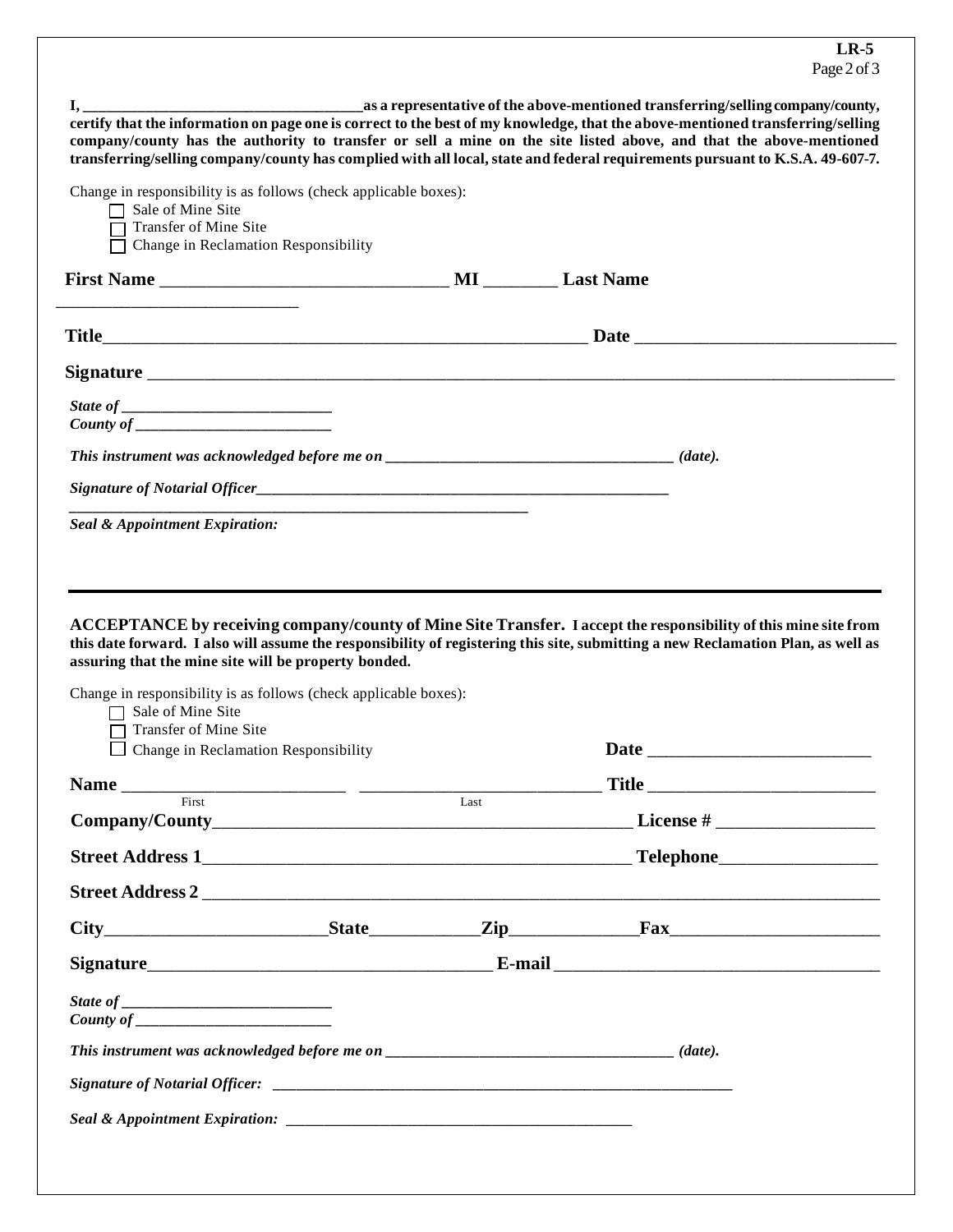**I, \_\_\_\_\_\_\_\_\_\_\_\_\_\_\_\_\_\_\_\_\_\_\_\_\_\_\_\_\_\_\_\_\_\_\_\_ as a representative of the above-mentioned transferring/selling company/county, certify that the information on page one is correct to the best of my knowledge, that the above-mentioned transferring/selling company/county has the authority to transfer or sell a mine on the site listed above, and that the above-mentioned transferring/selling company/county has complied with all local, state and federal requirements pursuant to K.S.A. 49-607-7.**

Change in responsibility is as follows (check applicable boxes):

- ☐ Sale of Mine Site
- ☐ Transfer of Mine Site
- ☐ Change in Reclamation Responsibility

**First Name** \_\_\_\_\_\_\_\_\_\_\_\_\_\_\_\_\_\_\_\_\_\_\_\_\_\_\_\_\_\_ **MI** \_\_\_\_\_\_\_\_ **Last Name** \_\_\_\_\_\_\_\_\_\_\_\_\_\_\_\_\_\_\_\_\_\_\_\_\_\_\_\_

**Title**\_\_\_\_\_\_\_\_\_\_\_\_\_\_\_\_\_\_\_\_\_\_\_\_\_\_\_\_\_\_\_\_\_\_\_\_\_\_\_\_\_\_\_\_\_\_\_\_\_\_\_\_\_ **Date** \_\_\_\_\_\_\_\_\_\_\_\_\_\_\_\_\_\_\_\_\_\_\_\_\_\_\_\_\_

**Signature** \_\_\_\_\_\_\_\_\_\_\_\_\_\_\_\_\_\_\_\_\_\_\_\_\_\_\_\_\_\_\_\_\_\_\_\_\_\_\_\_\_\_\_\_\_\_\_\_\_\_\_\_\_\_\_\_\_\_\_\_\_\_\_\_\_\_\_\_\_\_\_\_\_\_\_\_\_\_\_\_\_\_\_\_

***State of*** \_\_\_\_\_\_\_\_\_\_\_\_\_\_\_\_\_\_\_\_\_\_\_\_\_\_\_
***County of*** \_\_\_\_\_\_\_\_\_\_\_\_\_\_\_\_\_\_\_\_\_\_\_\_\_

***This instrument was acknowledged before me on*** \_\_\_\_\_\_\_\_\_\_\_\_\_\_\_\_\_\_\_\_\_\_\_\_\_\_\_\_\_\_\_\_\_\_\_\_ ***(date).***

***Signature of Notarial Officer***\_\_\_\_\_\_\_\_\_\_\_\_\_\_\_\_\_\_\_\_\_\_\_\_\_\_\_\_\_\_\_\_\_\_\_\_\_\_\_\_\_\_\_\_\_\_\_\_\_\_\_\_\_\_\_\_

***Seal & Appointment Expiration:***

---

**ACCEPTANCE by receiving company/county of Mine Site Transfer. I accept the responsibility of this mine site from this date forward. I also will assume the responsibility of registering this site, submitting a new Reclamation Plan, as well as assuring that the mine site will be property bonded.**

Change in responsibility is as follows (check applicable boxes):

- ☐ Sale of Mine Site
- ☐ Transfer of Mine Site
- ☐ Change in Reclamation Responsibility

**Date** \_\_\_\_\_\_\_\_\_\_\_\_\_\_\_\_\_\_\_\_\_\_\_\_\_

**Name** \_\_\_\_\_\_\_\_\_\_\_\_\_\_\_\_\_\_\_\_\_\_\_\_\_ (First) \_\_\_\_\_\_\_\_\_\_\_\_\_\_\_\_\_\_\_\_\_\_\_\_\_\_\_ (Last) **Title** \_\_\_\_\_\_\_\_\_\_\_\_\_\_\_\_\_\_\_\_\_\_\_\_\_

**Company/County**\_\_\_\_\_\_\_\_\_\_\_\_\_\_\_\_\_\_\_\_\_\_\_\_\_\_\_\_\_\_\_\_\_\_\_\_\_\_\_\_\_\_\_\_\_\_\_\_ **License #** \_\_\_\_\_\_\_\_\_\_\_\_\_\_\_\_\_\_\_

**Street Address 1**\_\_\_\_\_\_\_\_\_\_\_\_\_\_\_\_\_\_\_\_\_\_\_\_\_\_\_\_\_\_\_\_\_\_\_\_\_\_\_\_\_\_\_\_\_\_\_\_ **Telephone**\_\_\_\_\_\_\_\_\_\_\_\_\_\_\_\_\_\_

**Street Address 2** \_\_\_\_\_\_\_\_\_\_\_\_\_\_\_\_\_\_\_\_\_\_\_\_\_\_\_\_\_\_\_\_\_\_\_\_\_\_\_\_\_\_\_\_\_\_\_\_\_\_\_\_\_\_\_\_\_\_\_\_\_\_\_\_\_\_\_\_\_\_\_\_\_\_\_\_\_\_

**City**\_\_\_\_\_\_\_\_\_\_\_\_\_\_\_\_\_\_\_\_\_\_\_\_\_**State**\_\_\_\_\_\_\_\_\_\_\_\_**Zip**\_\_\_\_\_\_\_\_\_\_\_\_\_\_**Fax**\_\_\_\_\_\_\_\_\_\_\_\_\_\_\_\_\_\_\_\_\_\_\_

**Signature**\_\_\_\_\_\_\_\_\_\_\_\_\_\_\_\_\_\_\_\_\_\_\_\_\_\_\_\_\_\_\_\_\_\_\_\_\_\_ **E-mail** \_\_\_\_\_\_\_\_\_\_\_\_\_\_\_\_\_\_\_\_\_\_\_\_\_\_\_\_\_\_\_\_\_\_\_\_

***State of*** \_\_\_\_\_\_\_\_\_\_\_\_\_\_\_\_\_\_\_\_\_\_\_\_\_\_\_
***County of*** \_\_\_\_\_\_\_\_\_\_\_\_\_\_\_\_\_\_\_\_\_\_\_\_\_

***This instrument was acknowledged before me on*** \_\_\_\_\_\_\_\_\_\_\_\_\_\_\_\_\_\_\_\_\_\_\_\_\_\_\_\_\_\_\_\_\_\_\_\_ ***(date).***

***Signature of Notarial Officer:*** \_\_\_\_\_\_\_\_\_\_\_\_\_\_\_\_\_\_\_\_\_\_\_\_\_\_\_\_\_\_\_\_\_\_\_\_\_\_\_\_\_\_\_\_\_\_\_\_\_\_\_\_\_\_\_\_\_\_\_\_

***Seal & Appointment Expiration:*** \_\_\_\_\_\_\_\_\_\_\_\_\_\_\_\_\_\_\_\_\_\_\_\_\_\_\_\_\_\_\_\_\_\_\_\_\_\_\_\_\_\_\_\_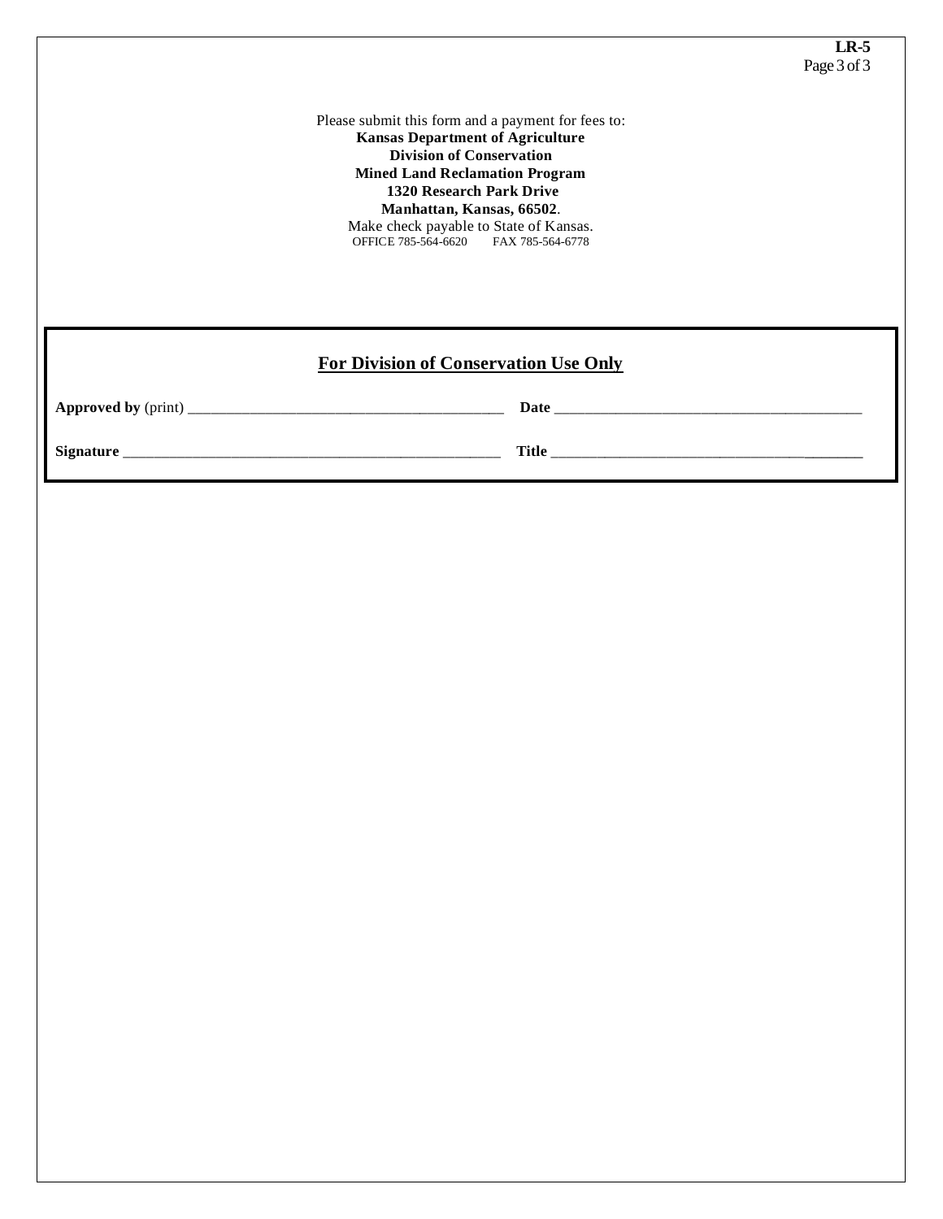Please submit this form and a payment for fees to:
**Kansas Department of Agriculture**
**Division of Conservation**
**Mined Land Reclamation Program**
**1320 Research Park Drive**
**Manhattan, Kansas, 66502**.
Make check payable to State of Kansas.
OFFICE 785-564-6620 FAX 785-564-6778

## For Division of Conservation Use Only

**Approved by** (print) ________________________________________ **Date** ________________________________________

**Signature** ________________________________________ **Title** ________________________________________